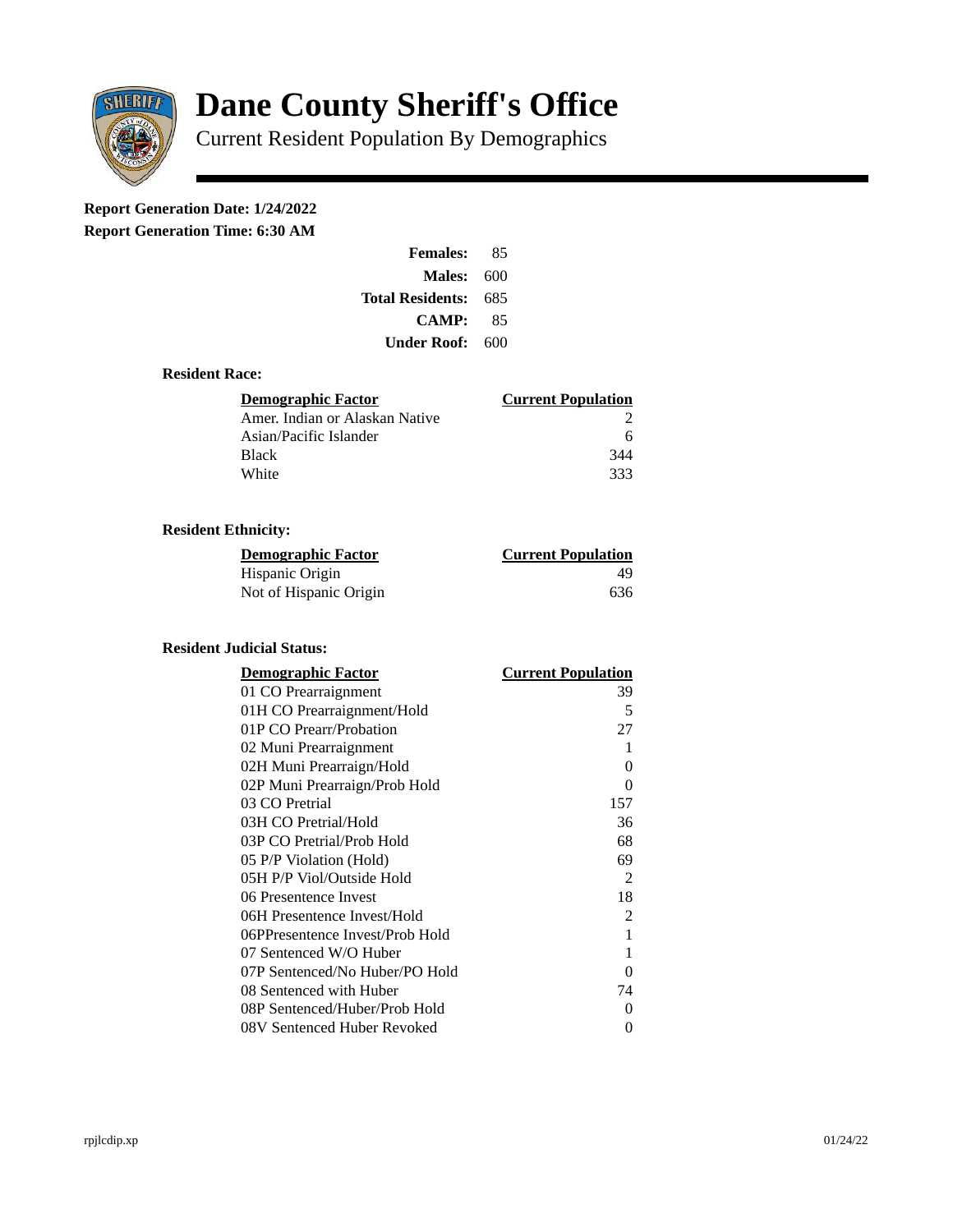# Dane County Sheriff's Office

Current Resident Population By Demographics

**Report Generation Date: 1/24/2022**

**Report Generation Time: 6:30 AM**

| | |
|---|---|
| **Females:** | 85 |
| **Males:** | 600 |
| **Total Residents:** | 685 |
| **CAMP:** | 85 |
| **Under Roof:** | 600 |

### Resident Race:

| Demographic Factor | Current Population |
|---|---|
| Amer. Indian or Alaskan Native | 2 |
| Asian/Pacific Islander | 6 |
| Black | 344 |
| White | 333 |

### Resident Ethnicity:

| Demographic Factor | Current Population |
|---|---|
| Hispanic Origin | 49 |
| Not of Hispanic Origin | 636 |

### Resident Judicial Status:

| Demographic Factor | Current Population |
|---|---|
| 01 CO Prearraignment | 39 |
| 01H CO Prearraignment/Hold | 5 |
| 01P CO Prearr/Probation | 27 |
| 02 Muni Prearraignment | 1 |
| 02H Muni Prearraign/Hold | 0 |
| 02P Muni Prearraign/Prob Hold | 0 |
| 03 CO Pretrial | 157 |
| 03H CO Pretrial/Hold | 36 |
| 03P CO Pretrial/Prob Hold | 68 |
| 05 P/P Violation (Hold) | 69 |
| 05H P/P Viol/Outside Hold | 2 |
| 06 Presentence Invest | 18 |
| 06H Presentence Invest/Hold | 2 |
| 06PPresentence Invest/Prob Hold | 1 |
| 07 Sentenced W/O Huber | 1 |
| 07P Sentenced/No Huber/PO Hold | 0 |
| 08 Sentenced with Huber | 74 |
| 08P Sentenced/Huber/Prob Hold | 0 |
| 08V Sentenced Huber Revoked | 0 |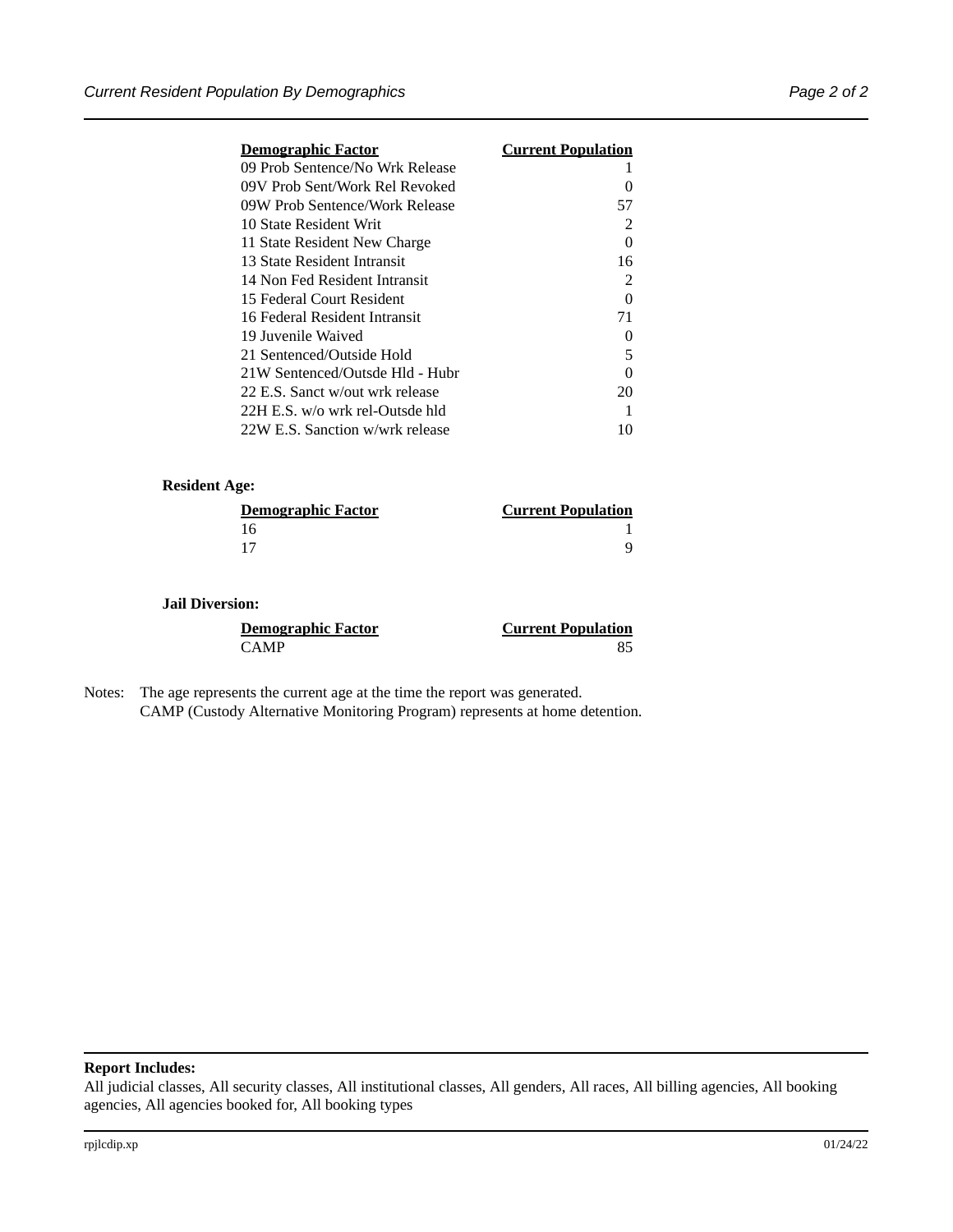| Demographic Factor | Current Population |
|---|---|
| 09 Prob Sentence/No Wrk Release | 1 |
| 09V Prob Sent/Work Rel Revoked | 0 |
| 09W Prob Sentence/Work Release | 57 |
| 10 State Resident Writ | 2 |
| 11 State Resident New Charge | 0 |
| 13 State Resident Intransit | 16 |
| 14 Non Fed Resident Intransit | 2 |
| 15 Federal Court Resident | 0 |
| 16 Federal Resident Intransit | 71 |
| 19 Juvenile Waived | 0 |
| 21 Sentenced/Outside Hold | 5 |
| 21W Sentenced/Outsde Hld - Hubr | 0 |
| 22 E.S. Sanct w/out wrk release | 20 |
| 22H E.S. w/o wrk rel-Outsde hld | 1 |
| 22W E.S. Sanction w/wrk release | 10 |

**Resident Age:**

| Demographic Factor | Current Population |
|---|---|
| 16 | 1 |
| 17 | 9 |

**Jail Diversion:**

| Demographic Factor | Current Population |
|---|---|
| CAMP | 85 |

Notes: The age represents the current age at the time the report was generated.
CAMP (Custody Alternative Monitoring Program) represents at home detention.

**Report Includes:**

All judicial classes, All security classes, All institutional classes, All genders, All races, All billing agencies, All booking agencies, All agencies booked for, All booking types

rpjlcdip.xp 01/24/22